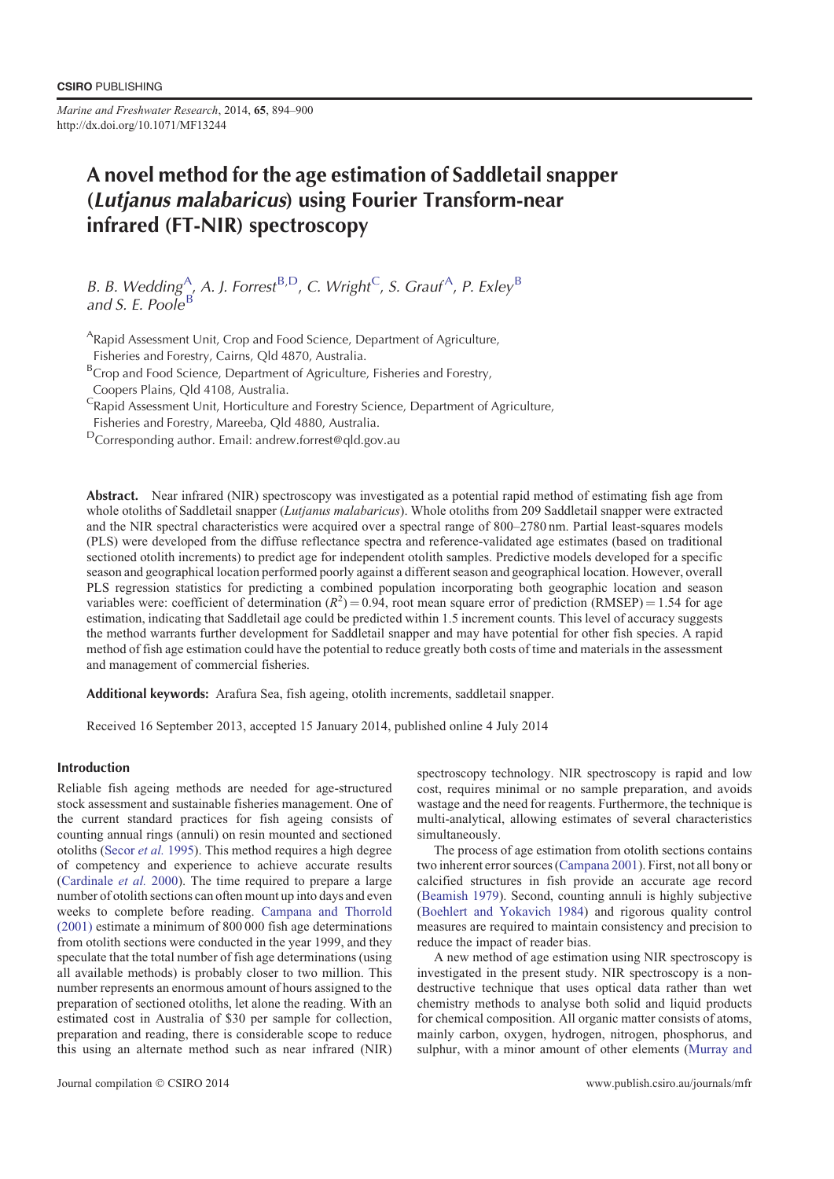CSIRO PUBLISHING

*Marine and Freshwater Research*, 2014, **65**, 894–900
http://dx.doi.org/10.1071/MF13244

# A novel method for the age estimation of Saddletail snapper (*Lutjanus malabaricus*) using Fourier Transform-near infrared (FT-NIR) spectroscopy

*B. B. Wedding*[A], *A. J. Forrest*[B,D], *C. Wright*[C], *S. Grauf*[A], *P. Exley*[B] and *S. E. Poole*[B]

[A]Rapid Assessment Unit, Crop and Food Science, Department of Agriculture, Fisheries and Forestry, Cairns, Qld 4870, Australia.

[B]Crop and Food Science, Department of Agriculture, Fisheries and Forestry, Coopers Plains, Qld 4108, Australia.

[C]Rapid Assessment Unit, Horticulture and Forestry Science, Department of Agriculture, Fisheries and Forestry, Mareeba, Qld 4880, Australia.

[D]Corresponding author. Email: andrew.forrest@qld.gov.au

**Abstract.** Near infrared (NIR) spectroscopy was investigated as a potential rapid method of estimating fish age from whole otoliths of Saddletail snapper (*Lutjanus malabaricus*). Whole otoliths from 209 Saddletail snapper were extracted and the NIR spectral characteristics were acquired over a spectral range of 800–2780 nm. Partial least-squares models (PLS) were developed from the diffuse reflectance spectra and reference-validated age estimates (based on traditional sectioned otolith increments) to predict age for independent otolith samples. Predictive models developed for a specific season and geographical location performed poorly against a different season and geographical location. However, overall PLS regression statistics for predicting a combined population incorporating both geographic location and season variables were: coefficient of determination ($R^2$) = 0.94, root mean square error of prediction (RMSEP) = 1.54 for age estimation, indicating that Saddletail age could be predicted within 1.5 increment counts. This level of accuracy suggests the method warrants further development for Saddletail snapper and may have potential for other fish species. A rapid method of fish age estimation could have the potential to reduce greatly both costs of time and materials in the assessment and management of commercial fisheries.

**Additional keywords:** Arafura Sea, fish ageing, otolith increments, saddletail snapper.

Received 16 September 2013, accepted 15 January 2014, published online 4 July 2014

## Introduction

Reliable fish ageing methods are needed for age-structured stock assessment and sustainable fisheries management. One of the current standard practices for fish ageing consists of counting annual rings (annuli) on resin mounted and sectioned otoliths (Secor *et al.* 1995). This method requires a high degree of competency and experience to achieve accurate results (Cardinale *et al.* 2000). The time required to prepare a large number of otolith sections can often mount up into days and even weeks to complete before reading. Campana and Thorrold (2001) estimate a minimum of 800 000 fish age determinations from otolith sections were conducted in the year 1999, and they speculate that the total number of fish age determinations (using all available methods) is probably closer to two million. This number represents an enormous amount of hours assigned to the preparation of sectioned otoliths, let alone the reading. With an estimated cost in Australia of \$30 per sample for collection, preparation and reading, there is considerable scope to reduce this using an alternate method such as near infrared (NIR) spectroscopy technology. NIR spectroscopy is rapid and low cost, requires minimal or no sample preparation, and avoids wastage and the need for reagents. Furthermore, the technique is multi-analytical, allowing estimates of several characteristics simultaneously.

The process of age estimation from otolith sections contains two inherent error sources (Campana 2001). First, not all bony or calcified structures in fish provide an accurate age record (Beamish 1979). Second, counting annuli is highly subjective (Boehlert and Yokavich 1984) and rigorous quality control measures are required to maintain consistency and precision to reduce the impact of reader bias.

A new method of age estimation using NIR spectroscopy is investigated in the present study. NIR spectroscopy is a non-destructive technique that uses optical data rather than wet chemistry methods to analyse both solid and liquid products for chemical composition. All organic matter consists of atoms, mainly carbon, oxygen, hydrogen, nitrogen, phosphorus, and sulphur, with a minor amount of other elements (Murray and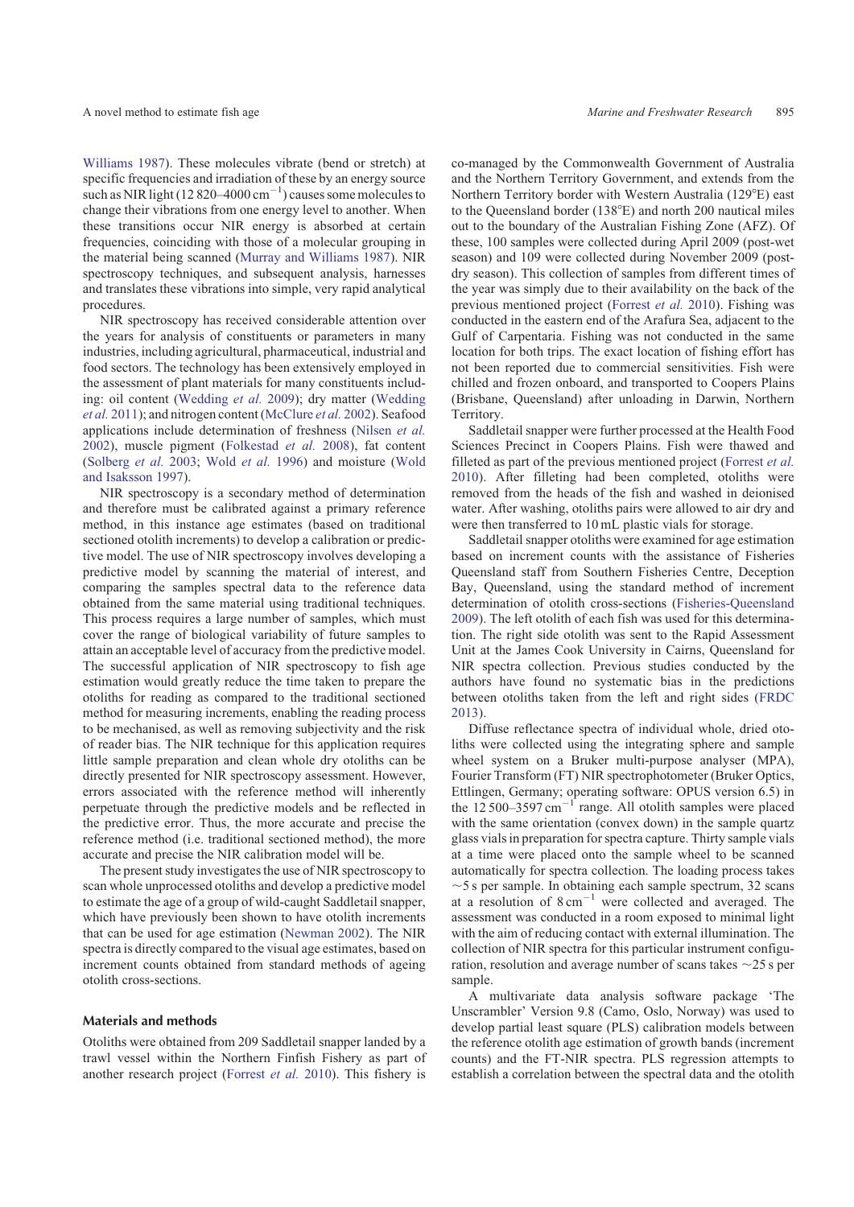Williams 1987). These molecules vibrate (bend or stretch) at specific frequencies and irradiation of these by an energy source such as NIR light (12 820–4000 $cm^{-1}$) causes some molecules to change their vibrations from one energy level to another. When these transitions occur NIR energy is absorbed at certain frequencies, coinciding with those of a molecular grouping in the material being scanned (Murray and Williams 1987). NIR spectroscopy techniques, and subsequent analysis, harnesses and translates these vibrations into simple, very rapid analytical procedures.

NIR spectroscopy has received considerable attention over the years for analysis of constituents or parameters in many industries, including agricultural, pharmaceutical, industrial and food sectors. The technology has been extensively employed in the assessment of plant materials for many constituents including: oil content (Wedding *et al.* 2009); dry matter (Wedding *et al.* 2011); and nitrogen content (McClure *et al.* 2002). Seafood applications include determination of freshness (Nilsen *et al.* 2002), muscle pigment (Folkestad *et al.* 2008), fat content (Solberg *et al.* 2003; Wold *et al.* 1996) and moisture (Wold and Isaksson 1997).

NIR spectroscopy is a secondary method of determination and therefore must be calibrated against a primary reference method, in this instance age estimates (based on traditional sectioned otolith increments) to develop a calibration or predictive model. The use of NIR spectroscopy involves developing a predictive model by scanning the material of interest, and comparing the samples spectral data to the reference data obtained from the same material using traditional techniques. This process requires a large number of samples, which must cover the range of biological variability of future samples to attain an acceptable level of accuracy from the predictive model. The successful application of NIR spectroscopy to fish age estimation would greatly reduce the time taken to prepare the otoliths for reading as compared to the traditional sectioned method for measuring increments, enabling the reading process to be mechanised, as well as removing subjectivity and the risk of reader bias. The NIR technique for this application requires little sample preparation and clean whole dry otoliths can be directly presented for NIR spectroscopy assessment. However, errors associated with the reference method will inherently perpetuate through the predictive models and be reflected in the predictive error. Thus, the more accurate and precise the reference method (i.e. traditional sectioned method), the more accurate and precise the NIR calibration model will be.

The present study investigates the use of NIR spectroscopy to scan whole unprocessed otoliths and develop a predictive model to estimate the age of a group of wild-caught Saddletail snapper, which have previously been shown to have otolith increments that can be used for age estimation (Newman 2002). The NIR spectra is directly compared to the visual age estimates, based on increment counts obtained from standard methods of ageing otolith cross-sections.

## Materials and methods

Otoliths were obtained from 209 Saddletail snapper landed by a trawl vessel within the Northern Finfish Fishery as part of another research project (Forrest *et al.* 2010). This fishery is co-managed by the Commonwealth Government of Australia and the Northern Territory Government, and extends from the Northern Territory border with Western Australia (129°E) east to the Queensland border (138°E) and north 200 nautical miles out to the boundary of the Australian Fishing Zone (AFZ). Of these, 100 samples were collected during April 2009 (post-wet season) and 109 were collected during November 2009 (post-dry season). This collection of samples from different times of the year was simply due to their availability on the back of the previous mentioned project (Forrest *et al.* 2010). Fishing was conducted in the eastern end of the Arafura Sea, adjacent to the Gulf of Carpentaria. Fishing was not conducted in the same location for both trips. The exact location of fishing effort has not been reported due to commercial sensitivities. Fish were chilled and frozen onboard, and transported to Coopers Plains (Brisbane, Queensland) after unloading in Darwin, Northern Territory.

Saddletail snapper were further processed at the Health Food Sciences Precinct in Coopers Plains. Fish were thawed and filleted as part of the previous mentioned project (Forrest *et al.* 2010). After filleting had been completed, otoliths were removed from the heads of the fish and washed in deionised water. After washing, otoliths pairs were allowed to air dry and were then transferred to 10 mL plastic vials for storage.

Saddletail snapper otoliths were examined for age estimation based on increment counts with the assistance of Fisheries Queensland staff from Southern Fisheries Centre, Deception Bay, Queensland, using the standard method of increment determination of otolith cross-sections (Fisheries-Queensland 2009). The left otolith of each fish was used for this determination. The right side otolith was sent to the Rapid Assessment Unit at the James Cook University in Cairns, Queensland for NIR spectra collection. Previous studies conducted by the authors have found no systematic bias in the predictions between otoliths taken from the left and right sides (FRDC 2013).

Diffuse reflectance spectra of individual whole, dried otoliths were collected using the integrating sphere and sample wheel system on a Bruker multi-purpose analyser (MPA), Fourier Transform (FT) NIR spectrophotometer (Bruker Optics, Ettlingen, Germany; operating software: OPUS version 6.5) in the 12 500–3597 $cm^{-1}$ range. All otolith samples were placed with the same orientation (convex down) in the sample quartz glass vials in preparation for spectra capture. Thirty sample vials at a time were placed onto the sample wheel to be scanned automatically for spectra collection. The loading process takes ~5 s per sample. In obtaining each sample spectrum, 32 scans at a resolution of 8 $cm^{-1}$ were collected and averaged. The assessment was conducted in a room exposed to minimal light with the aim of reducing contact with external illumination. The collection of NIR spectra for this particular instrument configuration, resolution and average number of scans takes ~25 s per sample.

A multivariate data analysis software package 'The Unscrambler' Version 9.8 (Camo, Oslo, Norway) was used to develop partial least square (PLS) calibration models between the reference otolith age estimation of growth bands (increment counts) and the FT-NIR spectra. PLS regression attempts to establish a correlation between the spectral data and the otolith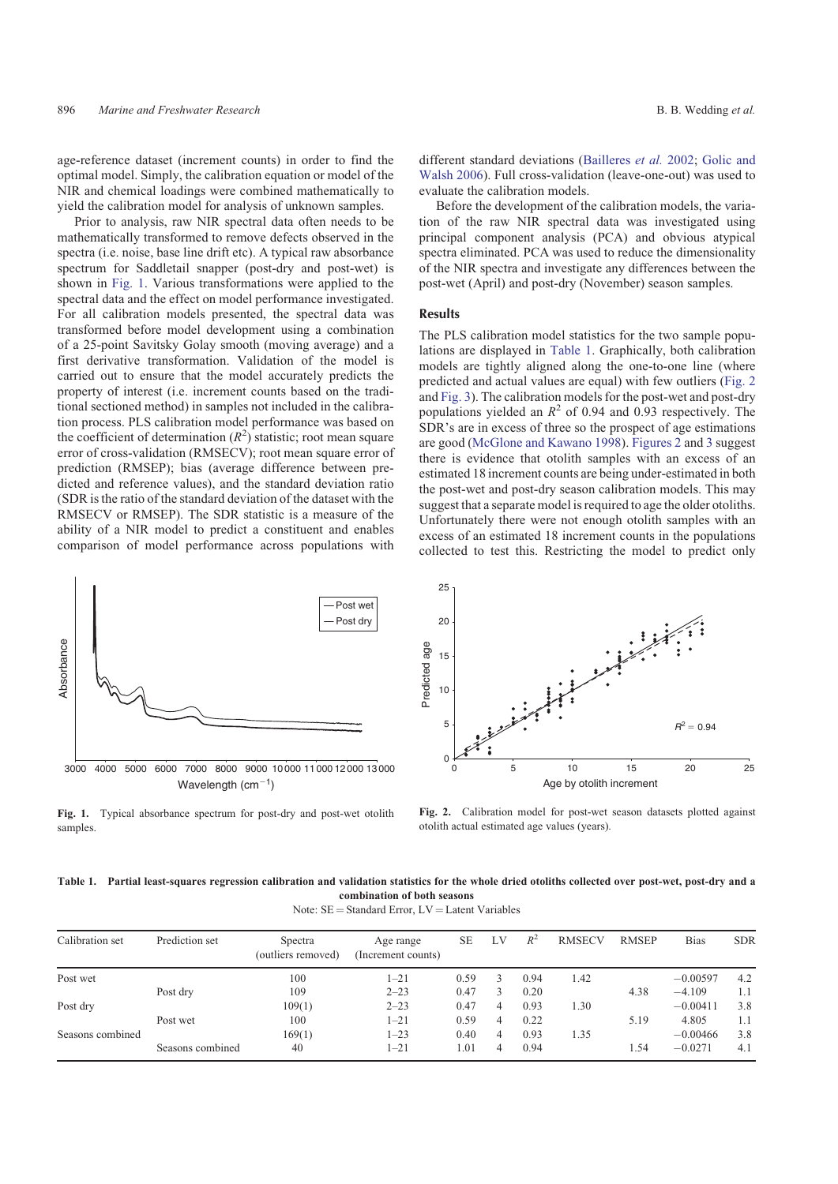age-reference dataset (increment counts) in order to find the optimal model. Simply, the calibration equation or model of the NIR and chemical loadings were combined mathematically to yield the calibration model for analysis of unknown samples.

Prior to analysis, raw NIR spectral data often needs to be mathematically transformed to remove defects observed in the spectra (i.e. noise, base line drift etc). A typical raw absorbance spectrum for Saddletail snapper (post-dry and post-wet) is shown in Fig. 1. Various transformations were applied to the spectral data and the effect on model performance investigated. For all calibration models presented, the spectral data was transformed before model development using a combination of a 25-point Savitsky Golay smooth (moving average) and a first derivative transformation. Validation of the model is carried out to ensure that the model accurately predicts the property of interest (i.e. increment counts based on the traditional sectioned method) in samples not included in the calibration process. PLS calibration model performance was based on the coefficient of determination ($R^2$) statistic; root mean square error of cross-validation (RMSECV); root mean square error of prediction (RMSEP); bias (average difference between predicted and reference values), and the standard deviation ratio (SDR is the ratio of the standard deviation of the dataset with the RMSECV or RMSEP). The SDR statistic is a measure of the ability of a NIR model to predict a constituent and enables comparison of model performance across populations with different standard deviations (Bailleres *et al.* 2002; Golic and Walsh 2006). Full cross-validation (leave-one-out) was used to evaluate the calibration models.

Before the development of the calibration models, the variation of the raw NIR spectral data was investigated using principal component analysis (PCA) and obvious atypical spectra eliminated. PCA was used to reduce the dimensionality of the NIR spectra and investigate any differences between the post-wet (April) and post-dry (November) season samples.

## Results

The PLS calibration model statistics for the two sample populations are displayed in Table 1. Graphically, both calibration models are tightly aligned along the one-to-one line (where predicted and actual values are equal) with few outliers (Fig. 2 and Fig. 3). The calibration models for the post-wet and post-dry populations yielded an $R^2$ of 0.94 and 0.93 respectively. The SDR's are in excess of three so the prospect of age estimations are good (McGlone and Kawano 1998). Figures 2 and 3 suggest there is evidence that otolith samples with an excess of an estimated 18 increment counts are being under-estimated in both the post-wet and post-dry season calibration models. This may suggest that a separate model is required to age the older otoliths. Unfortunately there were not enough otolith samples with an excess of an estimated 18 increment counts in the populations collected to test this. Restricting the model to predict only

**Fig. 1.** Typical absorbance spectrum for post-dry and post-wet otolith samples.

**Fig. 2.** Calibration model for post-wet season datasets plotted against otolith actual estimated age values (years).

**Table 1. Partial least-squares regression calibration and validation statistics for the whole dried otoliths collected over post-wet, post-dry and a combination of both seasons**

Note: SE = Standard Error, LV = Latent Variables

| Calibration set | Prediction set | Spectra (outliers removed) | Age range (Increment counts) | SE | LV | $R^2$ | RMSECV | RMSEP | Bias | SDR |
|---|---|---|---|---|---|---|---|---|---|---|
| Post wet | | 100 | 1–21 | 0.59 | 3 | 0.94 | 1.42 | | −0.00597 | 4.2 |
| | Post dry | 109 | 2–23 | 0.47 | 3 | 0.20 | | 4.38 | −4.109 | 1.1 |
| Post dry | | 109(1) | 2–23 | 0.47 | 4 | 0.93 | 1.30 | | −0.00411 | 3.8 |
| | Post wet | 100 | 1–21 | 0.59 | 4 | 0.22 | | 5.19 | 4.805 | 1.1 |
| Seasons combined | | 169(1) | 1–23 | 0.40 | 4 | 0.93 | 1.35 | | −0.00466 | 3.8 |
| | Seasons combined | 40 | 1–21 | 1.01 | 4 | 0.94 | | 1.54 | −0.0271 | 4.1 |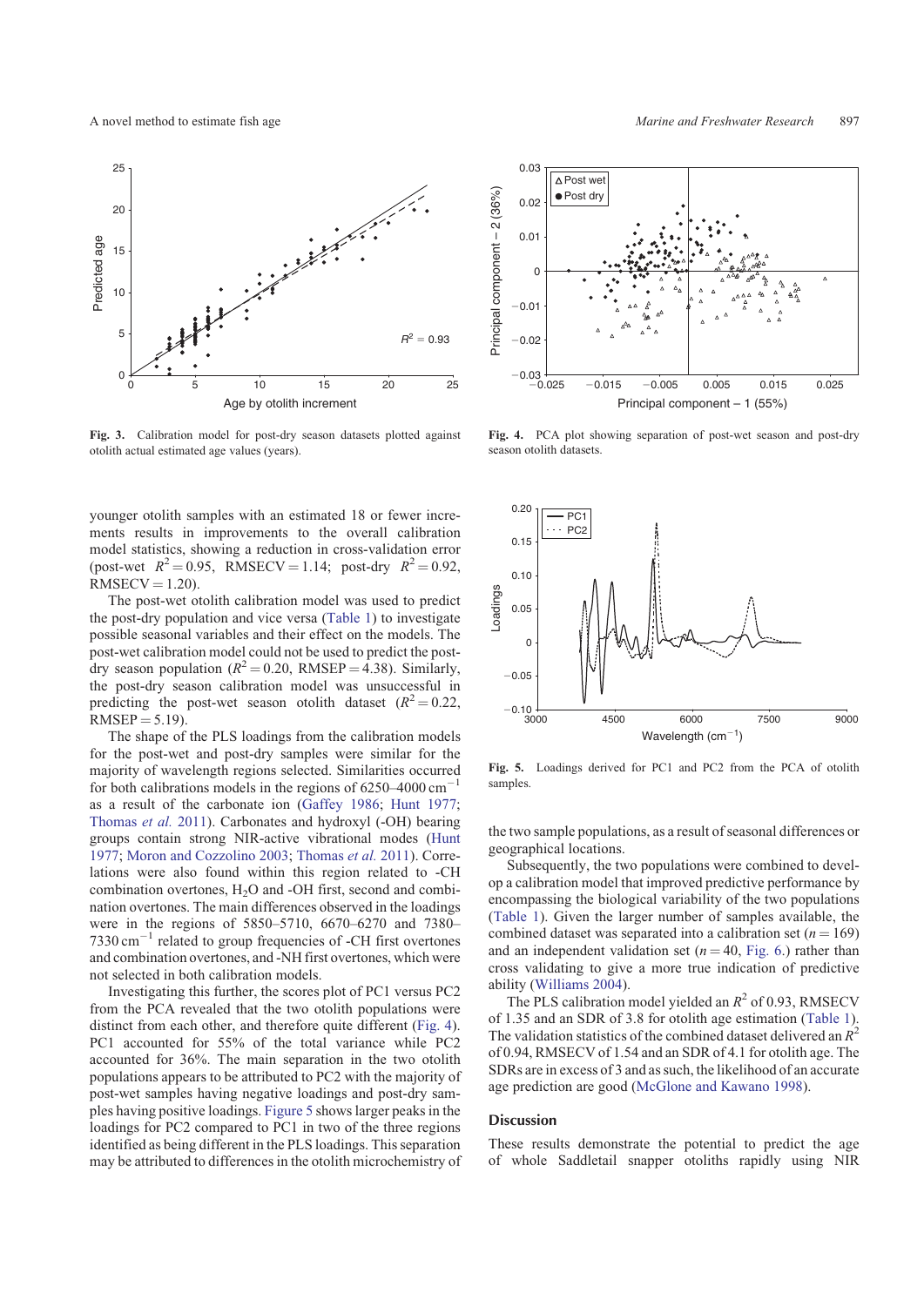Fig. 3. Calibration model for post-dry season datasets plotted against otolith actual estimated age values (years).

Fig. 4. PCA plot showing separation of post-wet season and post-dry season otolith datasets.

Fig. 5. Loadings derived for PC1 and PC2 from the PCA of otolith samples.

younger otolith samples with an estimated 18 or fewer increments results in improvements to the overall calibration model statistics, showing a reduction in cross-validation error (post-wet $R^2 = 0.95$, RMSECV = 1.14; post-dry $R^2 = 0.92$, RMSECV = 1.20).

The post-wet otolith calibration model was used to predict the post-dry population and vice versa (Table 1) to investigate possible seasonal variables and their effect on the models. The post-wet calibration model could not be used to predict the post-dry season population ($R^2 = 0.20$, RMSEP = 4.38). Similarly, the post-dry season calibration model was unsuccessful in predicting the post-wet season otolith dataset ($R^2 = 0.22$, RMSEP = 5.19).

The shape of the PLS loadings from the calibration models for the post-wet and post-dry samples were similar for the majority of wavelength regions selected. Similarities occurred for both calibrations models in the regions of 6250–4000 $cm^{-1}$ as a result of the carbonate ion (Gaffey 1986; Hunt 1977; Thomas *et al.* 2011). Carbonates and hydroxyl (-OH) bearing groups contain strong NIR-active vibrational modes (Hunt 1977; Moron and Cozzolino 2003; Thomas *et al.* 2011). Correlations were also found within this region related to -CH combination overtones, $H_2O$ and -OH first, second and combination overtones. The main differences observed in the loadings were in the regions of 5850–5710, 6670–6270 and 7380–7330 $cm^{-1}$ related to group frequencies of -CH first overtones and combination overtones, and -NH first overtones, which were not selected in both calibration models.

Investigating this further, the scores plot of PC1 versus PC2 from the PCA revealed that the two otolith populations were distinct from each other, and therefore quite different (Fig. 4). PC1 accounted for 55% of the total variance while PC2 accounted for 36%. The main separation in the two otolith populations appears to be attributed to PC2 with the majority of post-wet samples having negative loadings and post-dry samples having positive loadings. Figure 5 shows larger peaks in the loadings for PC2 compared to PC1 in two of the three regions identified as being different in the PLS loadings. This separation may be attributed to differences in the otolith microchemistry of the two sample populations, as a result of seasonal differences or geographical locations.

Subsequently, the two populations were combined to develop a calibration model that improved predictive performance by encompassing the biological variability of the two populations (Table 1). Given the larger number of samples available, the combined dataset was separated into a calibration set ($n = 169$) and an independent validation set ($n = 40$, Fig. 6.) rather than cross validating to give a more true indication of predictive ability (Williams 2004).

The PLS calibration model yielded an $R^2$ of 0.93, RMSECV of 1.35 and an SDR of 3.8 for otolith age estimation (Table 1). The validation statistics of the combined dataset delivered an $R^2$ of 0.94, RMSECV of 1.54 and an SDR of 4.1 for otolith age. The SDRs are in excess of 3 and as such, the likelihood of an accurate age prediction are good (McGlone and Kawano 1998).

## Discussion

These results demonstrate the potential to predict the age of whole Saddletail snapper otoliths rapidly using NIR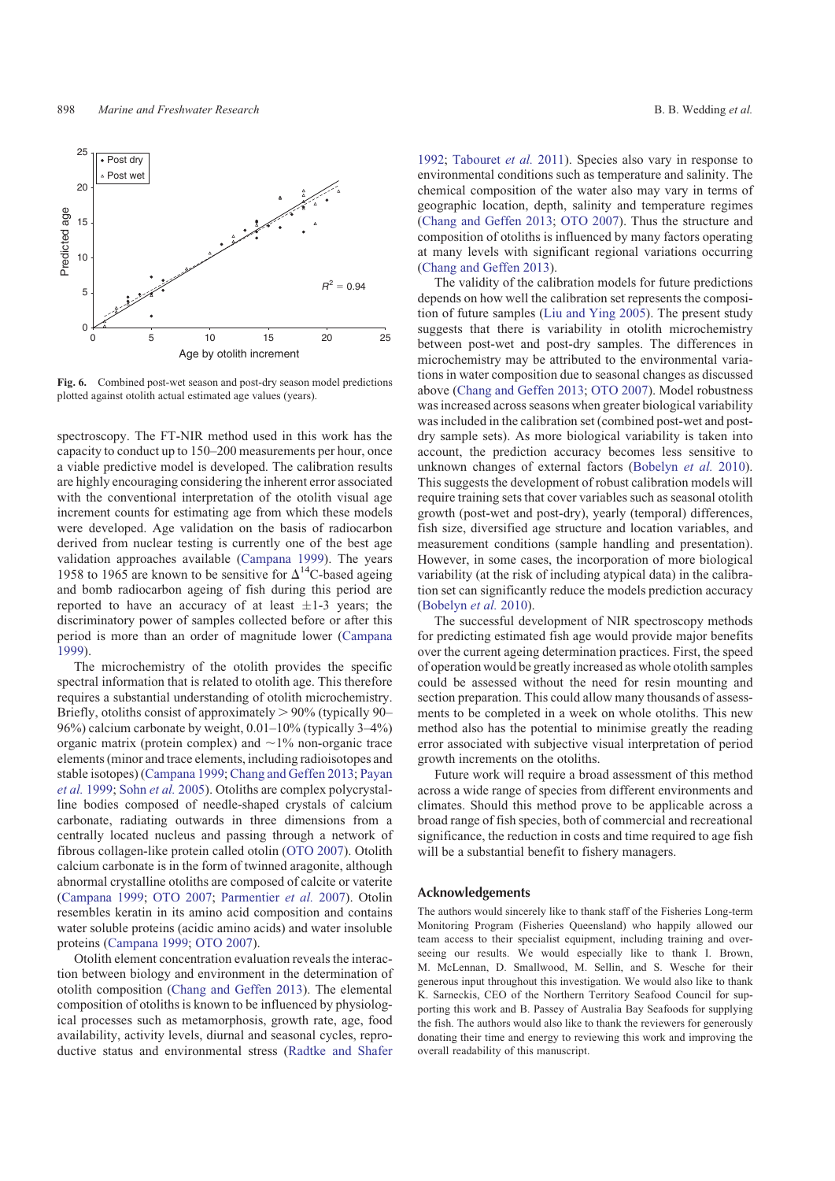Fig. 6. Combined post-wet season and post-dry season model predictions plotted against otolith actual estimated age values (years).

spectroscopy. The FT-NIR method used in this work has the capacity to conduct up to 150–200 measurements per hour, once a viable predictive model is developed. The calibration results are highly encouraging considering the inherent error associated with the conventional interpretation of the otolith visual age increment counts for estimating age from which these models were developed. Age validation on the basis of radiocarbon derived from nuclear testing is currently one of the best age validation approaches available (Campana 1999). The years 1958 to 1965 are known to be sensitive for $\Delta^{14}$C-based ageing and bomb radiocarbon ageing of fish during this period are reported to have an accuracy of at least $\pm$1-3 years; the discriminatory power of samples collected before or after this period is more than an order of magnitude lower (Campana 1999).

The microchemistry of the otolith provides the specific spectral information that is related to otolith age. This therefore requires a substantial understanding of otolith microchemistry. Briefly, otoliths consist of approximately > 90% (typically 90–96%) calcium carbonate by weight, 0.01–10% (typically 3–4%) organic matrix (protein complex) and ~1% non-organic trace elements (minor and trace elements, including radioisotopes and stable isotopes) (Campana 1999; Chang and Geffen 2013; Payan *et al.* 1999; Sohn *et al.* 2005). Otoliths are complex polycrystalline bodies composed of needle-shaped crystals of calcium carbonate, radiating outwards in three dimensions from a centrally located nucleus and passing through a network of fibrous collagen-like protein called otolin (OTO 2007). Otolith calcium carbonate is in the form of twinned aragonite, although abnormal crystalline otoliths are composed of calcite or vaterite (Campana 1999; OTO 2007; Parmentier *et al.* 2007). Otolin resembles keratin in its amino acid composition and contains water soluble proteins (acidic amino acids) and water insoluble proteins (Campana 1999; OTO 2007).

Otolith element concentration evaluation reveals the interaction between biology and environment in the determination of otolith composition (Chang and Geffen 2013). The elemental composition of otoliths is known to be influenced by physiological processes such as metamorphosis, growth rate, age, food availability, activity levels, diurnal and seasonal cycles, reproductive status and environmental stress (Radtke and Shafer 1992; Tabouret *et al.* 2011). Species also vary in response to environmental conditions such as temperature and salinity. The chemical composition of the water also may vary in terms of geographic location, depth, salinity and temperature regimes (Chang and Geffen 2013; OTO 2007). Thus the structure and composition of otoliths is influenced by many factors operating at many levels with significant regional variations occurring (Chang and Geffen 2013).

The validity of the calibration models for future predictions depends on how well the calibration set represents the composition of future samples (Liu and Ying 2005). The present study suggests that there is variability in otolith microchemistry between post-wet and post-dry samples. The differences in microchemistry may be attributed to the environmental variations in water composition due to seasonal changes as discussed above (Chang and Geffen 2013; OTO 2007). Model robustness was increased across seasons when greater biological variability was included in the calibration set (combined post-wet and post-dry sample sets). As more biological variability is taken into account, the prediction accuracy becomes less sensitive to unknown changes of external factors (Bobelyn *et al.* 2010). This suggests the development of robust calibration models will require training sets that cover variables such as seasonal otolith growth (post-wet and post-dry), yearly (temporal) differences, fish size, diversified age structure and location variables, and measurement conditions (sample handling and presentation). However, in some cases, the incorporation of more biological variability (at the risk of including atypical data) in the calibration set can significantly reduce the models prediction accuracy (Bobelyn *et al.* 2010).

The successful development of NIR spectroscopy methods for predicting estimated fish age would provide major benefits over the current ageing determination practices. First, the speed of operation would be greatly increased as whole otolith samples could be assessed without the need for resin mounting and section preparation. This could allow many thousands of assessments to be completed in a week on whole otoliths. This new method also has the potential to minimise greatly the reading error associated with subjective visual interpretation of period growth increments on the otoliths.

Future work will require a broad assessment of this method across a wide range of species from different environments and climates. Should this method prove to be applicable across a broad range of fish species, both of commercial and recreational significance, the reduction in costs and time required to age fish will be a substantial benefit to fishery managers.

## Acknowledgements

The authors would sincerely like to thank staff of the Fisheries Long-term Monitoring Program (Fisheries Queensland) who happily allowed our team access to their specialist equipment, including training and overseeing our results. We would especially like to thank I. Brown, M. McLennan, D. Smallwood, M. Sellin, and S. Wesche for their generous input throughout this investigation. We would also like to thank K. Sarneckis, CEO of the Northern Territory Seafood Council for supporting this work and B. Passey of Australia Bay Seafoods for supplying the fish. The authors would also like to thank the reviewers for generously donating their time and energy to reviewing this work and improving the overall readability of this manuscript.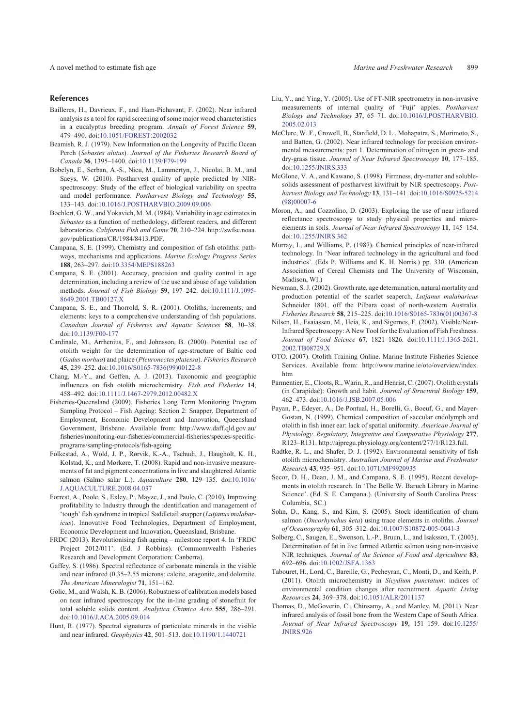## References

Bailleres, H., Davrieux, F., and Ham-Pichavant, F. (2002). Near infrared analysis as a tool for rapid screening of some major wood characteristics in a eucalyptus breeding program. *Annals of Forest Science* **59**, 479–490. doi:10.1051/FOREST:2002032

Beamish, R. J. (1979). New Information on the Longevity of Pacific Ocean Perch (*Sebastes alutus*). *Journal of the Fisheries Research Board of Canada* **36**, 1395–1400. doi:10.1139/F79-199

Bobelyn, E., Serban, A.-S., Nicu, M., Lammertyn, J., Nicolai, B. M., and Saeys, W. (2010). Postharvest quality of apple predicted by NIR-spectroscopy: Study of the effect of biological variability on spectra and model performance. *Postharvest Biology and Technology* **55**, 133–143. doi:10.1016/J.POSTHARVBIO.2009.09.006

Boehlert, G. W., and Yokavich, M. M. (1984). Variability in age estimates in *Sebastes* as a function of methodology, different readers, and different laboratories. *California Fish and Game* **70**, 210–224. http://swfsc.noaa.gov/publications/CR/1984/8413.PDF.

Campana, S. E. (1999). Chemistry and composition of fish otoliths: pathways, mechanisms and applications. *Marine Ecology Progress Series* **188**, 263–297. doi:10.3354/MEPS188263

Campana, S. E. (2001). Accuracy, precision and quality control in age determination, including a review of the use and abuse of age validation methods. *Journal of Fish Biology* **59**, 197–242. doi:10.1111/J.1095-8649.2001.TB00127.X

Campana, S. E., and Thorrold, S. R. (2001). Otoliths, increments, and elements: keys to a comprehensive understanding of fish populations. *Canadian Journal of Fisheries and Aquatic Sciences* **58**, 30–38. doi:10.1139/F00-177

Cardinale, M., Arrhenius, F., and Johnsson, B. (2000). Potential use of otolith weight for the determination of age-structure of Baltic cod (*Gadus morhua*) and plaice (*Pleuronectes platessa*). *Fisheries Research* **45**, 239–252. doi:10.1016/S0165-7836(99)00122-8

Chang, M.-Y., and Geffen, A. J. (2013). Taxonomic and geographic influences on fish otolith microchemistry. *Fish and Fisheries* **14**, 458–492. doi:10.1111/J.1467-2979.2012.00482.X

Fisheries-Queensland (2009). Fisheries Long Term Monitoring Program Sampling Protocol – Fish Ageing: Section 2: Snapper. Department of Employment, Economic Development and Innovation, Queensland Government, Brisbane. Available from: http://www.daff.qld.gov.au/fisheries/monitoring-our-fisheries/commercial-fisheries/species-specific-programs/sampling-protocols/fish-ageing

Folkestad, A., Wold, J. P., Rørvik, K.-A., Tschudi, J., Haugholt, K. H., Kolstad, K., and Mørkøre, T. (2008). Rapid and non-invasive measurements of fat and pigment concentrations in live and slaughtered Atlantic salmon (Salmo salar L.). *Aquaculture* **280**, 129–135. doi:10.1016/J.AQUACULTURE.2008.04.037

Forrest, A., Poole, S., Exley, P., Mayze, J., and Paulo, C. (2010). Improving profitability to Industry through the identification and management of 'tough' fish syndrome in tropical Saddletail snapper (*Lutjanus malabaricus*). Innovative Food Technologies, Department of Employment, Economic Development and Innovation, Queensland, Brisbane.

FRDC (2013). Revolutionising fish ageing – milestone report 4. In 'FRDC Project 2012/011'. (Ed. J Robbins). (Commomwealth Fisheries Research and Development Corporation: Canberra).

Gaffey, S. (1986). Spectral reflectance of carbonate minerals in the visible and near infrared (0.35–2.55 microns: calcite, aragonite, and dolomite. *The American Mineralogist* **71**, 151–162.

Golic, M., and Walsh, K. B. (2006). Robustness of calibration models based on near infrared spectroscopy for the in-line grading of stonefruit for total soluble solids content. *Analytica Chimica Acta* **555**, 286–291. doi:10.1016/J.ACA.2005.09.014

Hunt, R. (1977). Spectral signatures of particulate minerals in the visible and near infrared. *Geophysics* **42**, 501–513. doi:10.1190/1.1440721

Liu, Y., and Ying, Y. (2005). Use of FT-NIR spectrometry in non-invasive measurements of internal quality of 'Fuji' apples. *Postharvest Biology and Technology* **37**, 65–71. doi:10.1016/J.POSTHARVBIO.2005.02.013

McClure, W. F., Crowell, B., Stanfield, D. L., Mohapatra, S., Morimoto, S., and Batten, G. (2002). Near infrared technology for precision environmental measurements: part 1. Determination of nitrogen in green- and dry-grass tissue. *Journal of Near Infrared Spectroscopy* **10**, 177–185. doi:10.1255/JNIRS.333

McGlone, V. A., and Kawano, S. (1998). Firmness, dry-matter and soluble-solids assessment of postharvest kiwifruit by NIR spectroscopy. *Postharvest Biology and Technology* **13**, 131–141. doi:10.1016/S0925-5214(98)00007-6

Moron, A., and Cozzolino, D. (2003). Exploring the use of near infrared reflectance spectroscopy to study physical properties and microelements in soils. *Journal of Near Infrared Spectroscopy* **11**, 145–154. doi:10.1255/JNIRS.362

Murray, I., and Williams, P. (1987). Chemical principles of near-infrared technology. In 'Near infrared technology in the agricultural and food industries'. (Eds P. Williams and K. H. Norris.) pp. 330. (American Association of Cereal Chemists and The University of Wisconsin, Madison, WI.)

Newman, S. J. (2002). Growth rate, age determination, natural mortality and production potential of the scarlet seaperch, *Lutjanus malabaricus* Schneider 1801, off the Pilbara coast of north-western Australia. *Fisheries Research* **58**, 215–225. doi:10.1016/S0165-7836(01)00367-8

Nilsen, H., Esaiassen, M., Heia, K., and Sigernes, F. (2002). Visible/Near-Infrared Spectroscopy: A New Tool for the Evaluation of Fish Freshness. *Journal of Food Science* **67**, 1821–1826. doi:10.1111/J.1365-2621.2002.TB08729.X

OTO. (2007). Otolith Training Online. Marine Institute Fisheries Science Services. Available from: http://www.marine.ie/oto/overview/index.htm

Parmentier, E., Cloots, R., Warin, R., and Henrist, C. (2007). Otolith crystals (in Carapidae): Growth and habit. *Journal of Structural Biology* **159**, 462–473. doi:10.1016/J.JSB.2007.05.006

Payan, P., Edeyer, A., De Pontual, H., Borelli, G., Boeuf, G., and Mayer-Gostan, N. (1999). Chemical composition of saccular endolymph and otolith in fish inner ear: lack of spatial uniformity. *American Journal of Physiology. Regulatory, Integrative and Comparative Physiology* **277**, R123–R131. http://ajpregu.physiology.org/content/277/1/R123.full.

Radtke, R. L., and Shafer, D. J. (1992). Environmental sensitivity of fish otolith microchemistry. *Australian Journal of Marine and Freshwater Research* **43**, 935–951. doi:10.1071/MF9920935

Secor, D. H., Dean, J. M., and Campana, S. E. (1995). Recent developments in otolith research. In 'The Belle W. Baruch Library in Marine Science'. (Ed. S. E. Campana.). (University of South Carolina Press: Columbia, SC.)

Sohn, D., Kang, S., and Kim, S. (2005). Stock identification of chum salmon (*Oncorhynchus keta*) using trace elements in otoliths. *Journal of Oceanography* **61**, 305–312. doi:10.1007/S10872-005-0041-3

Solberg, C., Saugen, E., Swenson, L.-P., Bruun, L., and Isaksson, T. (2003). Determination of fat in live farmed Atlantic salmon using non-invasive NIR techniques. *Journal of the Science of Food and Agriculture* **83**, 692–696. doi:10.1002/JSFA.1363

Tabouret, H., Lord, C., Bareille, G., Pecheyran, C., Monti, D., and Keith, P. (2011). Otolith microchemistry in *Sicydium punctatum*: indices of environmental condition changes after recruitment. *Aquatic Living Resources* **24**, 369–378. doi:10.1051/ALR/2011137

Thomas, D., McGoverin, C., Chinsamy, A., and Manley, M. (2011). Near infrared analysis of fossil bone from the Western Cape of South Africa. *Journal of Near Infrared Spectroscopy* **19**, 151–159. doi:10.1255/JNIRS.926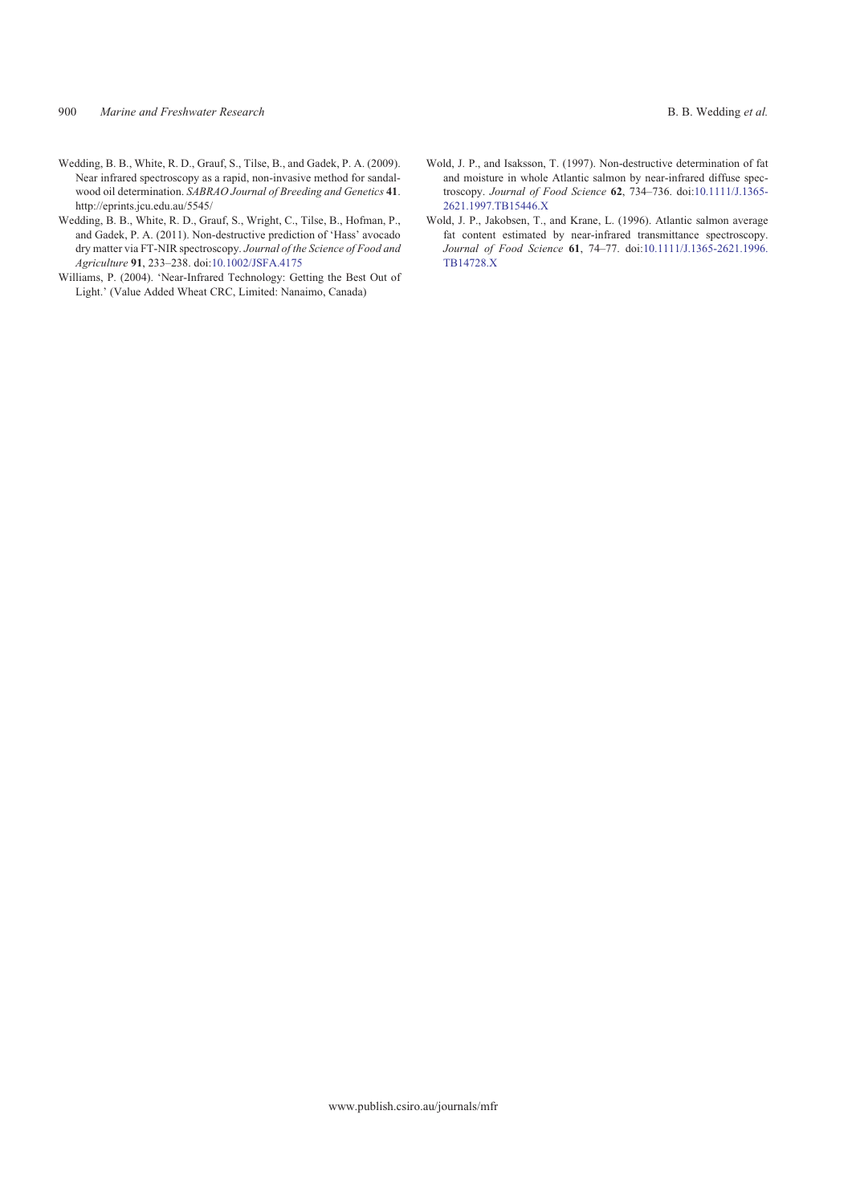Wedding, B. B., White, R. D., Grauf, S., Tilse, B., and Gadek, P. A. (2009). Near infrared spectroscopy as a rapid, non-invasive method for sandalwood oil determination. *SABRAO Journal of Breeding and Genetics* **41**. http://eprints.jcu.edu.au/5545/

Wedding, B. B., White, R. D., Grauf, S., Wright, C., Tilse, B., Hofman, P., and Gadek, P. A. (2011). Non-destructive prediction of 'Hass' avocado dry matter via FT-NIR spectroscopy. *Journal of the Science of Food and Agriculture* **91**, 233–238. doi:10.1002/JSFA.4175

Williams, P. (2004). 'Near-Infrared Technology: Getting the Best Out of Light.' (Value Added Wheat CRC, Limited: Nanaimo, Canada)

Wold, J. P., and Isaksson, T. (1997). Non-destructive determination of fat and moisture in whole Atlantic salmon by near-infrared diffuse spectroscopy. *Journal of Food Science* **62**, 734–736. doi:10.1111/J.1365-2621.1997.TB15446.X

Wold, J. P., Jakobsen, T., and Krane, L. (1996). Atlantic salmon average fat content estimated by near-infrared transmittance spectroscopy. *Journal of Food Science* **61**, 74–77. doi:10.1111/J.1365-2621.1996.TB14728.X